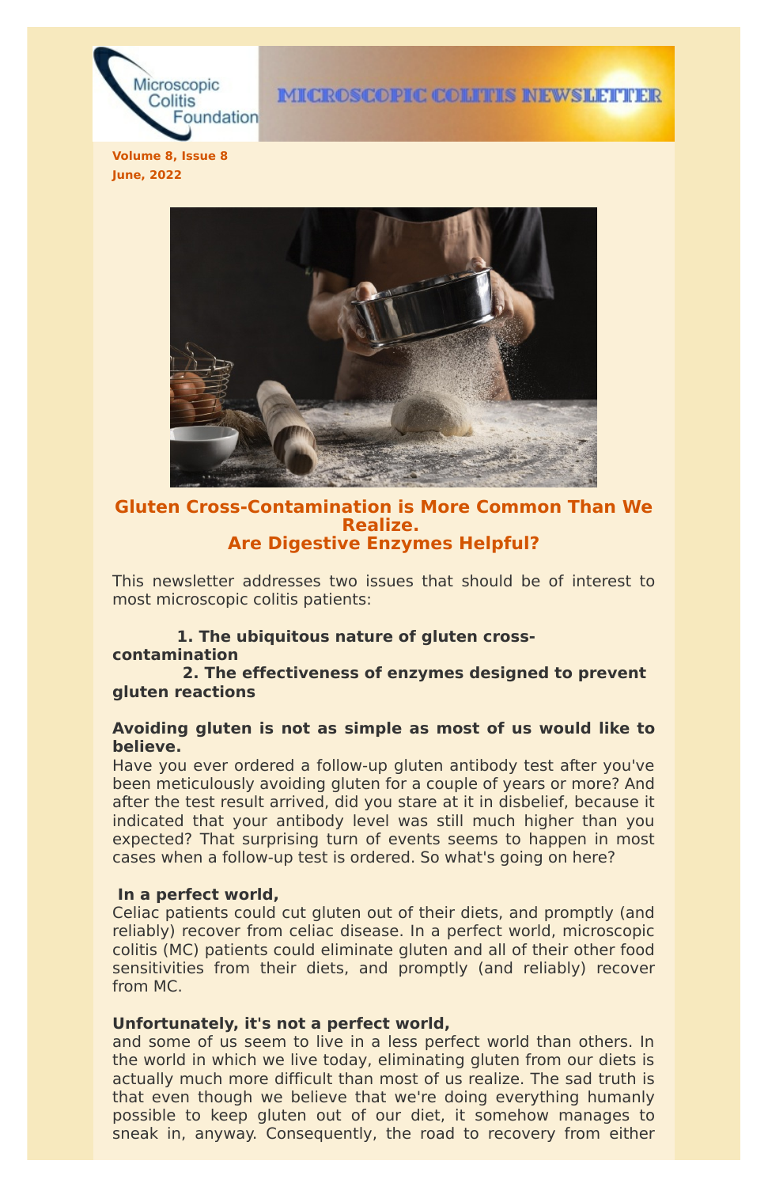# MICROSCOPIC COLITIS NEWSLETTER

Microscopic Colitis Foundation

**Volume 8, Issue 8**
**June, 2022**

## Gluten Cross-Contamination is More Common Than We Realize.
## Are Digestive Enzymes Helpful?

This newsletter addresses two issues that should be of interest to most microscopic colitis patients:

1. **The ubiquitous nature of gluten cross-contamination**
2. **The effectiveness of enzymes designed to prevent gluten reactions**

**Avoiding gluten is not as simple as most of us would like to believe.**
Have you ever ordered a follow-up gluten antibody test after you've been meticulously avoiding gluten for a couple of years or more? And after the test result arrived, did you stare at it in disbelief, because it indicated that your antibody level was still much higher than you expected? That surprising turn of events seems to happen in most cases when a follow-up test is ordered. So what's going on here?

**In a perfect world,**
Celiac patients could cut gluten out of their diets, and promptly (and reliably) recover from celiac disease. In a perfect world, microscopic colitis (MC) patients could eliminate gluten and all of their other food sensitivities from their diets, and promptly (and reliably) recover from MC.

**Unfortunately, it's not a perfect world,**
and some of us seem to live in a less perfect world than others. In the world in which we live today, eliminating gluten from our diets is actually much more difficult than most of us realize. The sad truth is that even though we believe that we're doing everything humanly possible to keep gluten out of our diet, it somehow manages to sneak in, anyway. Consequently, the road to recovery from either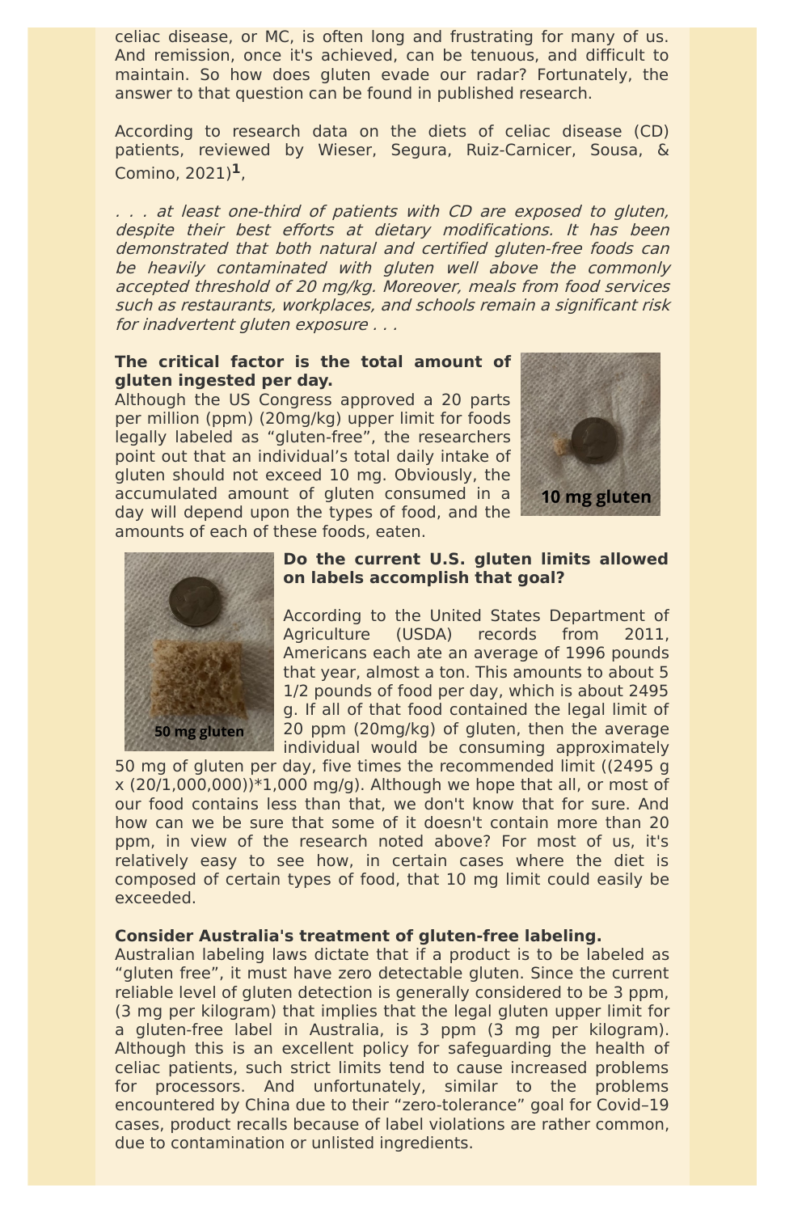celiac disease, or MC, is often long and frustrating for many of us. And remission, once it's achieved, can be tenuous, and difficult to maintain. So how does gluten evade our radar? Fortunately, the answer to that question can be found in published research.

According to research data on the diets of celiac disease (CD) patients, reviewed by Wieser, Segura, Ruiz-Carnicer, Sousa, & Comino, 2021)**[1]**,

*. . . at least one-third of patients with CD are exposed to gluten, despite their best efforts at dietary modifications. It has been demonstrated that both natural and certified gluten-free foods can be heavily contaminated with gluten well above the commonly accepted threshold of 20 mg/kg. Moreover, meals from food services such as restaurants, workplaces, and schools remain a significant risk for inadvertent gluten exposure . . .*

**The critical factor is the total amount of gluten ingested per day.**
Although the US Congress approved a 20 parts per million (ppm) (20mg/kg) upper limit for foods legally labeled as "gluten-free", the researchers point out that an individual's total daily intake of gluten should not exceed 10 mg. Obviously, the accumulated amount of gluten consumed in a day will depend upon the types of food, and the amounts of each of these foods, eaten.

10 mg gluten

**Do the current U.S. gluten limits allowed on labels accomplish that goal?**

According to the United States Department of Agriculture (USDA) records from 2011, Americans each ate an average of 1996 pounds that year, almost a ton. This amounts to about 5 1/2 pounds of food per day, which is about 2495 g. If all of that food contained the legal limit of 20 ppm (20mg/kg) of gluten, then the average individual would be consuming approximately 50 mg of gluten per day, five times the recommended limit ((2495 g x (20/1,000,000))*1,000 mg/g). Although we hope that all, or most of our food contains less than that, we don't know that for sure. And how can we be sure that some of it doesn't contain more than 20 ppm, in view of the research noted above? For most of us, it's relatively easy to see how, in certain cases where the diet is composed of certain types of food, that 10 mg limit could easily be exceeded.

50 mg gluten

**Consider Australia's treatment of gluten-free labeling.**
Australian labeling laws dictate that if a product is to be labeled as "gluten free", it must have zero detectable gluten. Since the current reliable level of gluten detection is generally considered to be 3 ppm, (3 mg per kilogram) that implies that the legal gluten upper limit for a gluten-free label in Australia, is 3 ppm (3 mg per kilogram). Although this is an excellent policy for safeguarding the health of celiac patients, such strict limits tend to cause increased problems for processors. And unfortunately, similar to the problems encountered by China due to their "zero-tolerance" goal for Covid–19 cases, product recalls because of label violations are rather common, due to contamination or unlisted ingredients.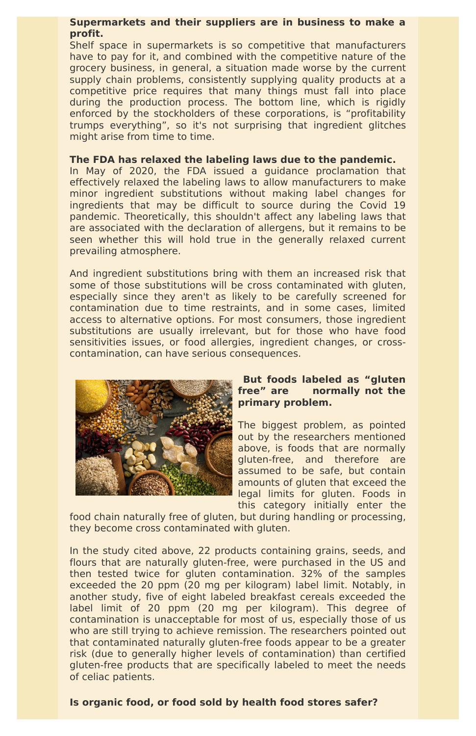**Supermarkets and their suppliers are in business to make a profit.**

Shelf space in supermarkets is so competitive that manufacturers have to pay for it, and combined with the competitive nature of the grocery business, in general, a situation made worse by the current supply chain problems, consistently supplying quality products at a competitive price requires that many things must fall into place during the production process. The bottom line, which is rigidly enforced by the stockholders of these corporations, is “profitability trumps everything”, so it's not surprising that ingredient glitches might arise from time to time.

**The FDA has relaxed the labeling laws due to the pandemic.**

In May of 2020, the FDA issued a guidance proclamation that effectively relaxed the labeling laws to allow manufacturers to make minor ingredient substitutions without making label changes for ingredients that may be difficult to source during the Covid 19 pandemic. Theoretically, this shouldn't affect any labeling laws that are associated with the declaration of allergens, but it remains to be seen whether this will hold true in the generally relaxed current prevailing atmosphere.

And ingredient substitutions bring with them an increased risk that some of those substitutions will be cross contaminated with gluten, especially since they aren't as likely to be carefully screened for contamination due to time restraints, and in some cases, limited access to alternative options. For most consumers, those ingredient substitutions are usually irrelevant, but for those who have food sensitivities issues, or food allergies, ingredient changes, or cross-contamination, can have serious consequences.

**But foods labeled as “gluten free” are normally not the primary problem.**

The biggest problem, as pointed out by the researchers mentioned above, is foods that are normally gluten-free, and therefore are assumed to be safe, but contain amounts of gluten that exceed the legal limits for gluten. Foods in this category initially enter the food chain naturally free of gluten, but during handling or processing, they become cross contaminated with gluten.

In the study cited above, 22 products containing grains, seeds, and flours that are naturally gluten-free, were purchased in the US and then tested twice for gluten contamination. 32% of the samples exceeded the 20 ppm (20 mg per kilogram) label limit. Notably, in another study, five of eight labeled breakfast cereals exceeded the label limit of 20 ppm (20 mg per kilogram). This degree of contamination is unacceptable for most of us, especially those of us who are still trying to achieve remission. The researchers pointed out that contaminated naturally gluten-free foods appear to be a greater risk (due to generally higher levels of contamination) than certified gluten-free products that are specifically labeled to meet the needs of celiac patients.

**Is organic food, or food sold by health food stores safer?**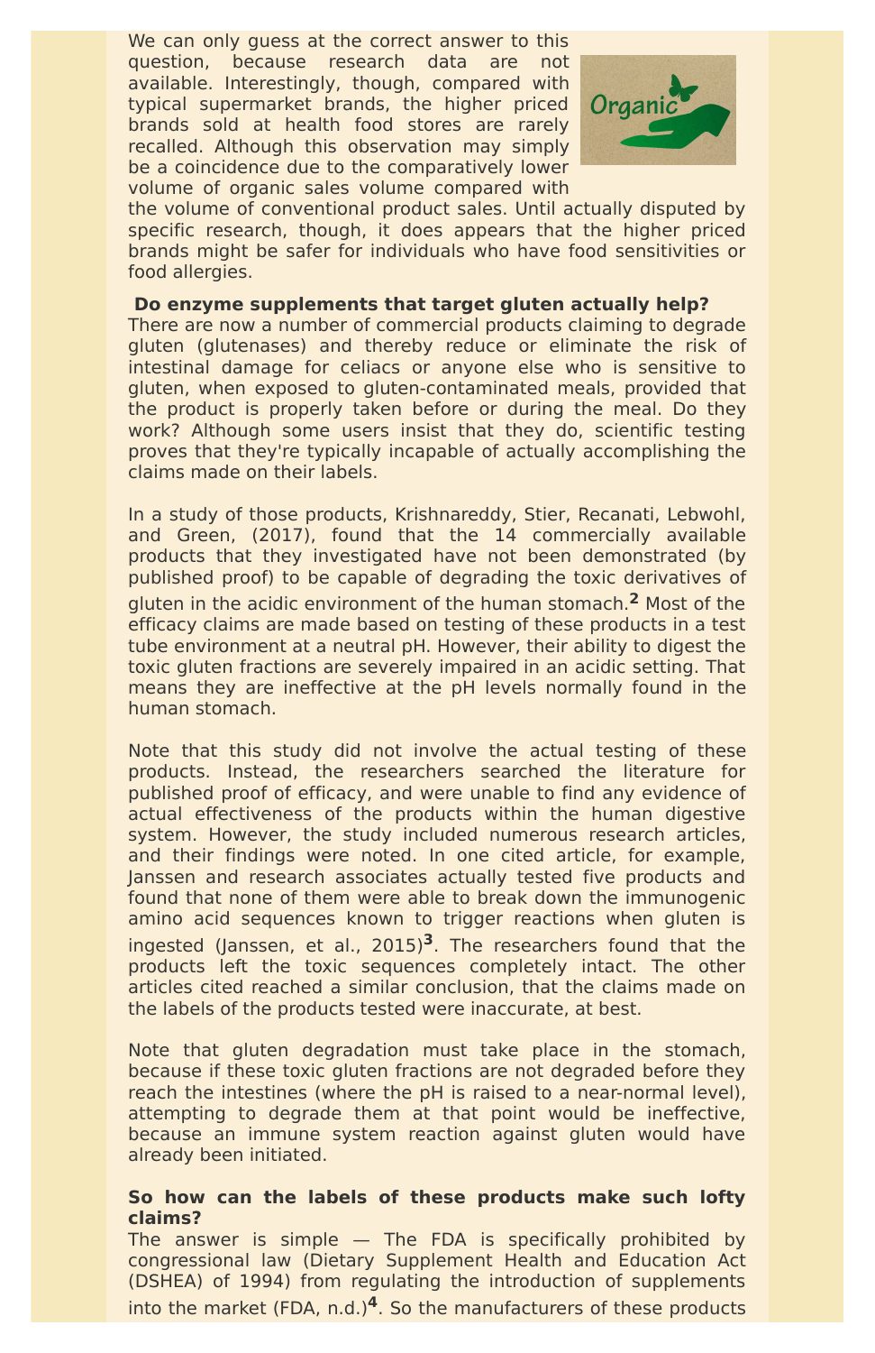We can only guess at the correct answer to this question, because research data are not available. Interestingly, though, compared with typical supermarket brands, the higher priced brands sold at health food stores are rarely recalled. Although this observation may simply be a coincidence due to the comparatively lower volume of organic sales volume compared with the volume of conventional product sales. Until actually disputed by specific research, though, it does appears that the higher priced brands might be safer for individuals who have food sensitivities or food allergies.

**Do enzyme supplements that target gluten actually help?**

There are now a number of commercial products claiming to degrade gluten (glutenases) and thereby reduce or eliminate the risk of intestinal damage for celiacs or anyone else who is sensitive to gluten, when exposed to gluten-contaminated meals, provided that the product is properly taken before or during the meal. Do they work? Although some users insist that they do, scientific testing proves that they're typically incapable of actually accomplishing the claims made on their labels.

In a study of those products, Krishnareddy, Stier, Recanati, Lebwohl, and Green, (2017), found that the 14 commercially available products that they investigated have not been demonstrated (by published proof) to be capable of degrading the toxic derivatives of gluten in the acidic environment of the human stomach.[2] Most of the efficacy claims are made based on testing of these products in a test tube environment at a neutral pH. However, their ability to digest the toxic gluten fractions are severely impaired in an acidic setting. That means they are ineffective at the pH levels normally found in the human stomach.

Note that this study did not involve the actual testing of these products. Instead, the researchers searched the literature for published proof of efficacy, and were unable to find any evidence of actual effectiveness of the products within the human digestive system. However, the study included numerous research articles, and their findings were noted. In one cited article, for example, Janssen and research associates actually tested five products and found that none of them were able to break down the immunogenic amino acid sequences known to trigger reactions when gluten is ingested (Janssen, et al., 2015)[3]. The researchers found that the products left the toxic sequences completely intact. The other articles cited reached a similar conclusion, that the claims made on the labels of the products tested were inaccurate, at best.

Note that gluten degradation must take place in the stomach, because if these toxic gluten fractions are not degraded before they reach the intestines (where the pH is raised to a near-normal level), attempting to degrade them at that point would be ineffective, because an immune system reaction against gluten would have already been initiated.

**So how can the labels of these products make such lofty claims?**

The answer is simple — The FDA is specifically prohibited by congressional law (Dietary Supplement Health and Education Act (DSHEA) of 1994) from regulating the introduction of supplements into the market (FDA, n.d.)[4]. So the manufacturers of these products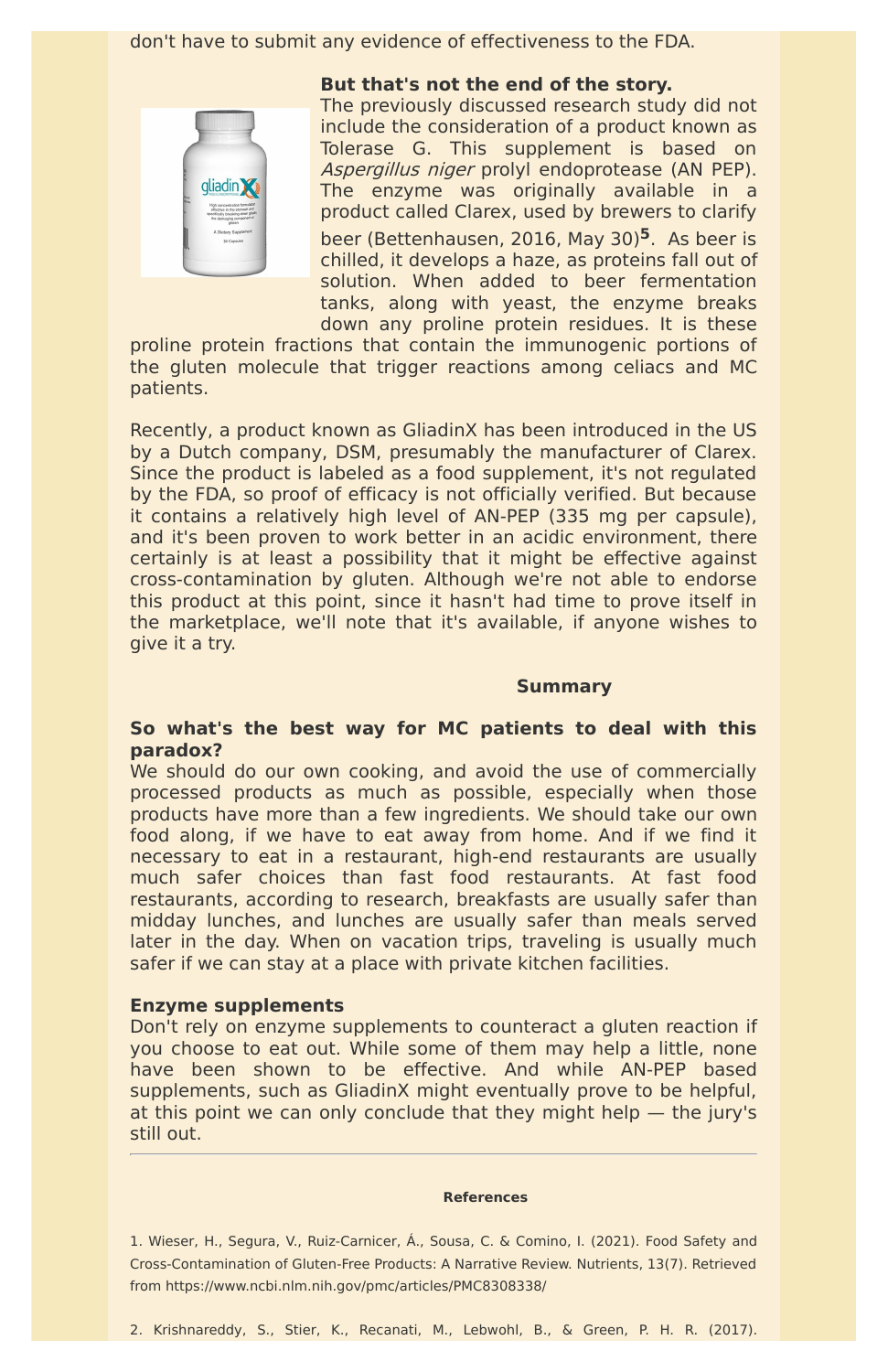don't have to submit any evidence of effectiveness to the FDA.

**But that's not the end of the story.**
The previously discussed research study did not include the consideration of a product known as Tolerase G. This supplement is based on *Aspergillus niger* prolyl endoprotease (AN PEP). The enzyme was originally available in a product called Clarex, used by brewers to clarify beer (Bettenhausen, 2016, May 30)[5]. As beer is chilled, it develops a haze, as proteins fall out of solution. When added to beer fermentation tanks, along with yeast, the enzyme breaks down any proline protein residues. It is these proline protein fractions that contain the immunogenic portions of the gluten molecule that trigger reactions among celiacs and MC patients.

Recently, a product known as GliadinX has been introduced in the US by a Dutch company, DSM, presumably the manufacturer of Clarex. Since the product is labeled as a food supplement, it's not regulated by the FDA, so proof of efficacy is not officially verified. But because it contains a relatively high level of AN-PEP (335 mg per capsule), and it's been proven to work better in an acidic environment, there certainly is at least a possibility that it might be effective against cross-contamination by gluten. Although we're not able to endorse this product at this point, since it hasn't had time to prove itself in the marketplace, we'll note that it's available, if anyone wishes to give it a try.

## Summary

**So what's the best way for MC patients to deal with this paradox?**
We should do our own cooking, and avoid the use of commercially processed products as much as possible, especially when those products have more than a few ingredients. We should take our own food along, if we have to eat away from home. And if we find it necessary to eat in a restaurant, high-end restaurants are usually much safer choices than fast food restaurants. At fast food restaurants, according to research, breakfasts are usually safer than midday lunches, and lunches are usually safer than meals served later in the day. When on vacation trips, traveling is usually much safer if we can stay at a place with private kitchen facilities.

**Enzyme supplements**
Don't rely on enzyme supplements to counteract a gluten reaction if you choose to eat out. While some of them may help a little, none have been shown to be effective. And while AN-PEP based supplements, such as GliadinX might eventually prove to be helpful, at this point we can only conclude that they might help — the jury's still out.

---

**References**

1. Wieser, H., Segura, V., Ruiz-Carnicer, Á., Sousa, C. & Comino, I. (2021). Food Safety and Cross-Contamination of Gluten-Free Products: A Narrative Review. Nutrients, 13(7). Retrieved from https://www.ncbi.nlm.nih.gov/pmc/articles/PMC8308338/

2. Krishnareddy, S., Stier, K., Recanati, M., Lebwohl, B., & Green, P. H. R. (2017).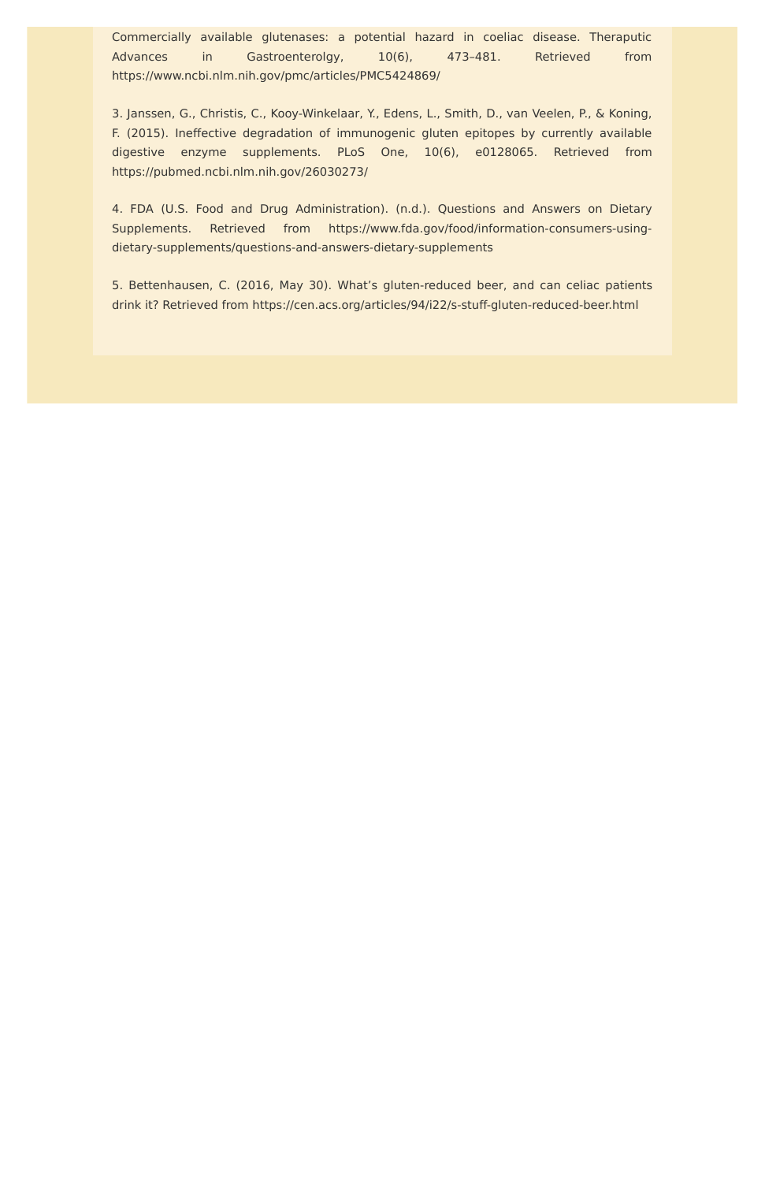Commercially available glutenases: a potential hazard in coeliac disease. Theraputic Advances in Gastroenterolgy, 10(6), 473–481. Retrieved from https://www.ncbi.nlm.nih.gov/pmc/articles/PMC5424869/

3. Janssen, G., Christis, C., Kooy-Winkelaar, Y., Edens, L., Smith, D., van Veelen, P., & Koning, F. (2015). Ineffective degradation of immunogenic gluten epitopes by currently available digestive enzyme supplements. PLoS One, 10(6), e0128065. Retrieved from https://pubmed.ncbi.nlm.nih.gov/26030273/

4. FDA (U.S. Food and Drug Administration). (n.d.). Questions and Answers on Dietary Supplements. Retrieved from https://www.fda.gov/food/information-consumers-using-dietary-supplements/questions-and-answers-dietary-supplements

5. Bettenhausen, C. (2016, May 30). What's gluten-reduced beer, and can celiac patients drink it? Retrieved from https://cen.acs.org/articles/94/i22/s-stuff-gluten-reduced-beer.html